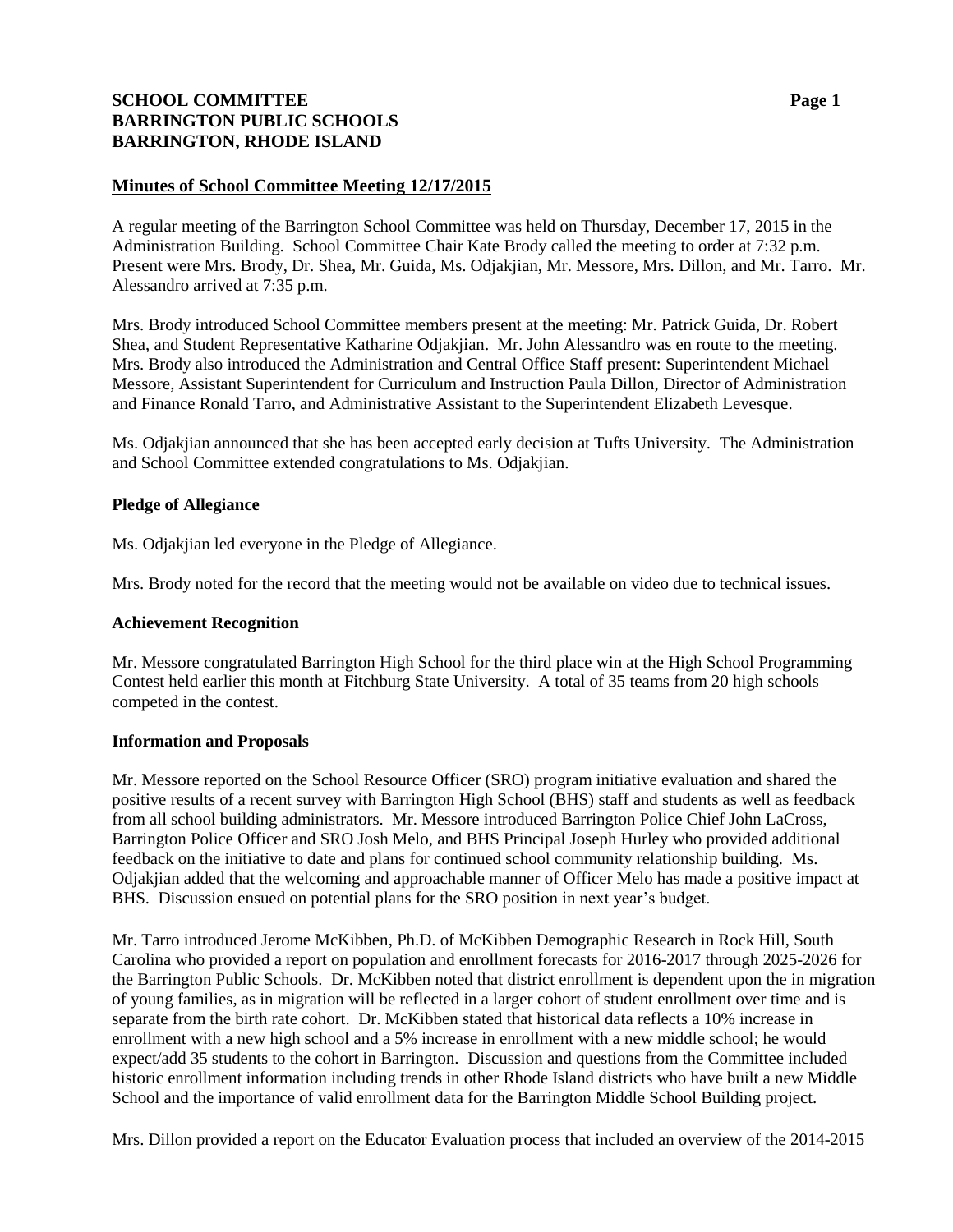**SCHOOL COMMITTEE**
**BARRINGTON PUBLIC SCHOOLS**
**BARRINGTON, RHODE ISLAND**

## Minutes of School Committee Meeting 12/17/2015

A regular meeting of the Barrington School Committee was held on Thursday, December 17, 2015 in the Administration Building. School Committee Chair Kate Brody called the meeting to order at 7:32 p.m. Present were Mrs. Brody, Dr. Shea, Mr. Guida, Ms. Odjakjian, Mr. Messore, Mrs. Dillon, and Mr. Tarro. Mr. Alessandro arrived at 7:35 p.m.

Mrs. Brody introduced School Committee members present at the meeting: Mr. Patrick Guida, Dr. Robert Shea, and Student Representative Katharine Odjakjian. Mr. John Alessandro was en route to the meeting. Mrs. Brody also introduced the Administration and Central Office Staff present: Superintendent Michael Messore, Assistant Superintendent for Curriculum and Instruction Paula Dillon, Director of Administration and Finance Ronald Tarro, and Administrative Assistant to the Superintendent Elizabeth Levesque.

Ms. Odjakjian announced that she has been accepted early decision at Tufts University. The Administration and School Committee extended congratulations to Ms. Odjakjian.

### Pledge of Allegiance

Ms. Odjakjian led everyone in the Pledge of Allegiance.

Mrs. Brody noted for the record that the meeting would not be available on video due to technical issues.

### Achievement Recognition

Mr. Messore congratulated Barrington High School for the third place win at the High School Programming Contest held earlier this month at Fitchburg State University. A total of 35 teams from 20 high schools competed in the contest.

### Information and Proposals

Mr. Messore reported on the School Resource Officer (SRO) program initiative evaluation and shared the positive results of a recent survey with Barrington High School (BHS) staff and students as well as feedback from all school building administrators. Mr. Messore introduced Barrington Police Chief John LaCross, Barrington Police Officer and SRO Josh Melo, and BHS Principal Joseph Hurley who provided additional feedback on the initiative to date and plans for continued school community relationship building. Ms. Odjakjian added that the welcoming and approachable manner of Officer Melo has made a positive impact at BHS. Discussion ensued on potential plans for the SRO position in next year's budget.

Mr. Tarro introduced Jerome McKibben, Ph.D. of McKibben Demographic Research in Rock Hill, South Carolina who provided a report on population and enrollment forecasts for 2016-2017 through 2025-2026 for the Barrington Public Schools. Dr. McKibben noted that district enrollment is dependent upon the in migration of young families, as in migration will be reflected in a larger cohort of student enrollment over time and is separate from the birth rate cohort. Dr. McKibben stated that historical data reflects a 10% increase in enrollment with a new high school and a 5% increase in enrollment with a new middle school; he would expect/add 35 students to the cohort in Barrington. Discussion and questions from the Committee included historic enrollment information including trends in other Rhode Island districts who have built a new Middle School and the importance of valid enrollment data for the Barrington Middle School Building project.

Mrs. Dillon provided a report on the Educator Evaluation process that included an overview of the 2014-2015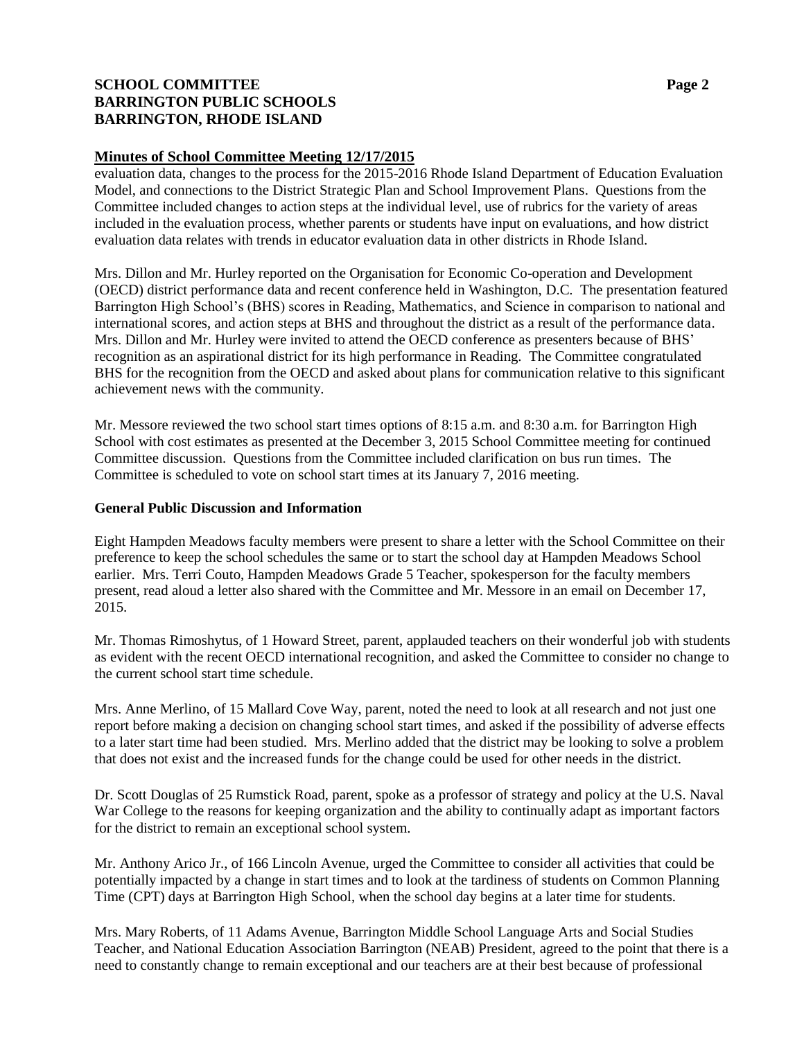**Minutes of School Committee Meeting 12/17/2015**

evaluation data, changes to the process for the 2015-2016 Rhode Island Department of Education Evaluation Model, and connections to the District Strategic Plan and School Improvement Plans. Questions from the Committee included changes to action steps at the individual level, use of rubrics for the variety of areas included in the evaluation process, whether parents or students have input on evaluations, and how district evaluation data relates with trends in educator evaluation data in other districts in Rhode Island.

Mrs. Dillon and Mr. Hurley reported on the Organisation for Economic Co-operation and Development (OECD) district performance data and recent conference held in Washington, D.C. The presentation featured Barrington High School's (BHS) scores in Reading, Mathematics, and Science in comparison to national and international scores, and action steps at BHS and throughout the district as a result of the performance data. Mrs. Dillon and Mr. Hurley were invited to attend the OECD conference as presenters because of BHS' recognition as an aspirational district for its high performance in Reading. The Committee congratulated BHS for the recognition from the OECD and asked about plans for communication relative to this significant achievement news with the community.

Mr. Messore reviewed the two school start times options of 8:15 a.m. and 8:30 a.m. for Barrington High School with cost estimates as presented at the December 3, 2015 School Committee meeting for continued Committee discussion. Questions from the Committee included clarification on bus run times. The Committee is scheduled to vote on school start times at its January 7, 2016 meeting.

**General Public Discussion and Information**

Eight Hampden Meadows faculty members were present to share a letter with the School Committee on their preference to keep the school schedules the same or to start the school day at Hampden Meadows School earlier. Mrs. Terri Couto, Hampden Meadows Grade 5 Teacher, spokesperson for the faculty members present, read aloud a letter also shared with the Committee and Mr. Messore in an email on December 17, 2015.

Mr. Thomas Rimoshytus, of 1 Howard Street, parent, applauded teachers on their wonderful job with students as evident with the recent OECD international recognition, and asked the Committee to consider no change to the current school start time schedule.

Mrs. Anne Merlino, of 15 Mallard Cove Way, parent, noted the need to look at all research and not just one report before making a decision on changing school start times, and asked if the possibility of adverse effects to a later start time had been studied. Mrs. Merlino added that the district may be looking to solve a problem that does not exist and the increased funds for the change could be used for other needs in the district.

Dr. Scott Douglas of 25 Rumstick Road, parent, spoke as a professor of strategy and policy at the U.S. Naval War College to the reasons for keeping organization and the ability to continually adapt as important factors for the district to remain an exceptional school system.

Mr. Anthony Arico Jr., of 166 Lincoln Avenue, urged the Committee to consider all activities that could be potentially impacted by a change in start times and to look at the tardiness of students on Common Planning Time (CPT) days at Barrington High School, when the school day begins at a later time for students.

Mrs. Mary Roberts, of 11 Adams Avenue, Barrington Middle School Language Arts and Social Studies Teacher, and National Education Association Barrington (NEAB) President, agreed to the point that there is a need to constantly change to remain exceptional and our teachers are at their best because of professional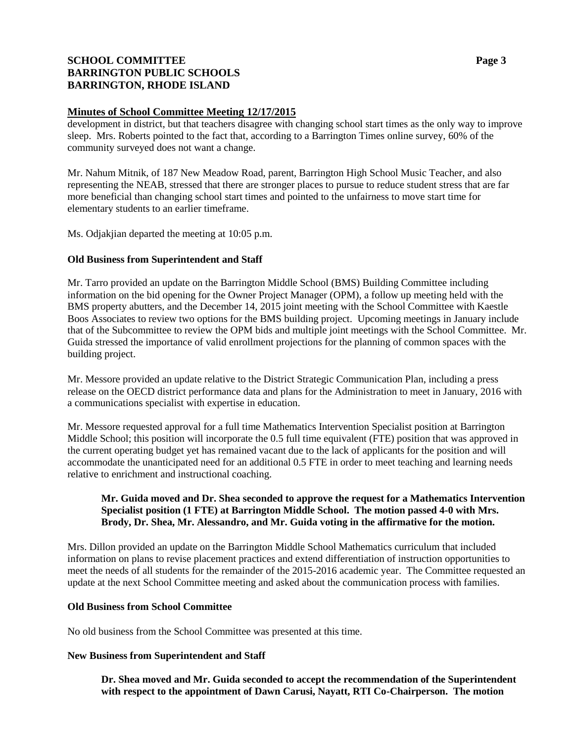**Minutes of School Committee Meeting 12/17/2015**

development in district, but that teachers disagree with changing school start times as the only way to improve sleep. Mrs. Roberts pointed to the fact that, according to a Barrington Times online survey, 60% of the community surveyed does not want a change.

Mr. Nahum Mitnik, of 187 New Meadow Road, parent, Barrington High School Music Teacher, and also representing the NEAB, stressed that there are stronger places to pursue to reduce student stress that are far more beneficial than changing school start times and pointed to the unfairness to move start time for elementary students to an earlier timeframe.

Ms. Odjakjian departed the meeting at 10:05 p.m.

**Old Business from Superintendent and Staff**

Mr. Tarro provided an update on the Barrington Middle School (BMS) Building Committee including information on the bid opening for the Owner Project Manager (OPM), a follow up meeting held with the BMS property abutters, and the December 14, 2015 joint meeting with the School Committee with Kaestle Boos Associates to review two options for the BMS building project. Upcoming meetings in January include that of the Subcommittee to review the OPM bids and multiple joint meetings with the School Committee. Mr. Guida stressed the importance of valid enrollment projections for the planning of common spaces with the building project.

Mr. Messore provided an update relative to the District Strategic Communication Plan, including a press release on the OECD district performance data and plans for the Administration to meet in January, 2016 with a communications specialist with expertise in education.

Mr. Messore requested approval for a full time Mathematics Intervention Specialist position at Barrington Middle School; this position will incorporate the 0.5 full time equivalent (FTE) position that was approved in the current operating budget yet has remained vacant due to the lack of applicants for the position and will accommodate the unanticipated need for an additional 0.5 FTE in order to meet teaching and learning needs relative to enrichment and instructional coaching.

> **Mr. Guida moved and Dr. Shea seconded to approve the request for a Mathematics Intervention Specialist position (1 FTE) at Barrington Middle School. The motion passed 4-0 with Mrs. Brody, Dr. Shea, Mr. Alessandro, and Mr. Guida voting in the affirmative for the motion.**

Mrs. Dillon provided an update on the Barrington Middle School Mathematics curriculum that included information on plans to revise placement practices and extend differentiation of instruction opportunities to meet the needs of all students for the remainder of the 2015-2016 academic year. The Committee requested an update at the next School Committee meeting and asked about the communication process with families.

**Old Business from School Committee**

No old business from the School Committee was presented at this time.

**New Business from Superintendent and Staff**

> **Dr. Shea moved and Mr. Guida seconded to accept the recommendation of the Superintendent with respect to the appointment of Dawn Carusi, Nayatt, RTI Co-Chairperson. The motion**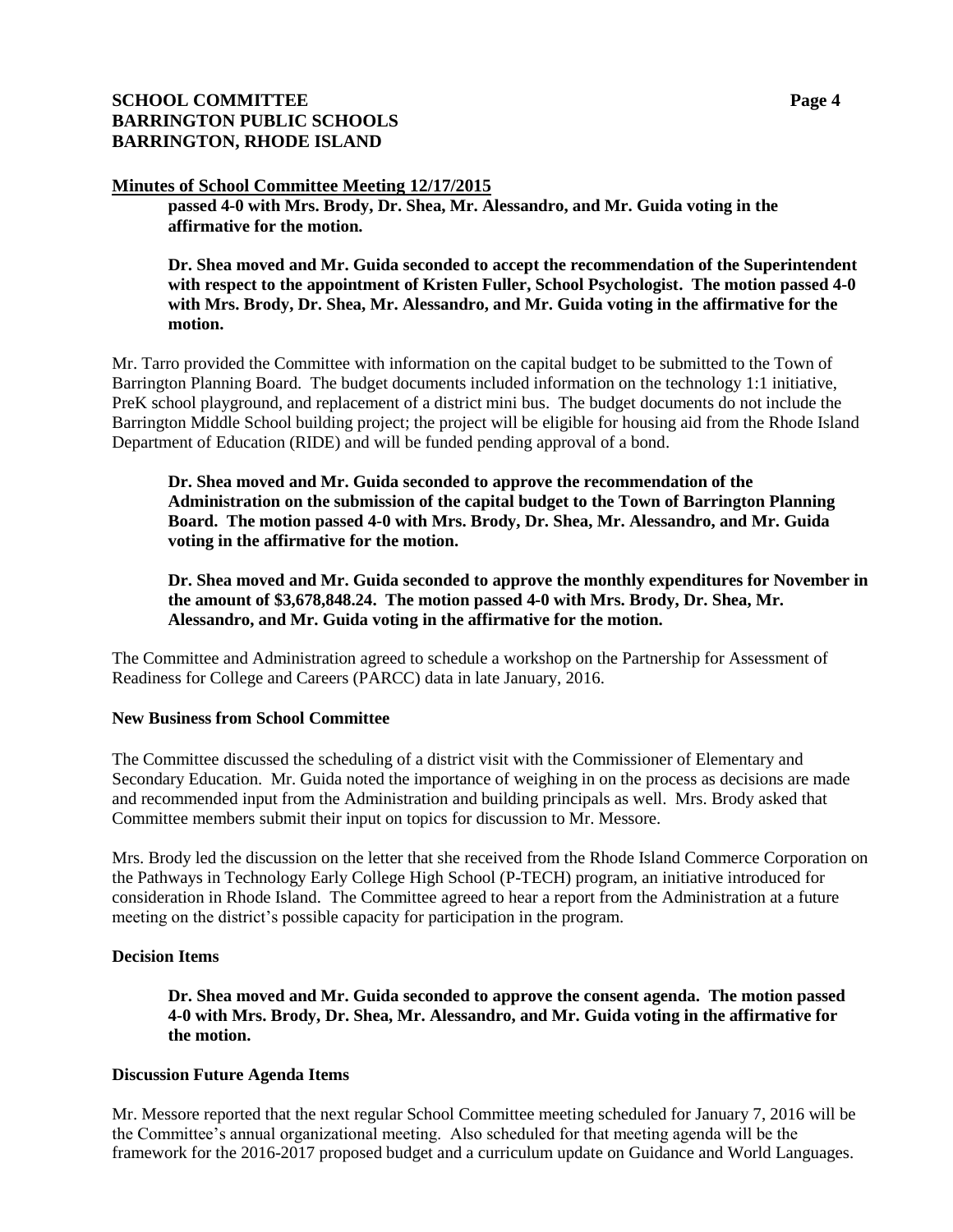**Minutes of School Committee Meeting 12/17/2015**

**passed 4-0 with Mrs. Brody, Dr. Shea, Mr. Alessandro, and Mr. Guida voting in the affirmative for the motion.**

**Dr. Shea moved and Mr. Guida seconded to accept the recommendation of the Superintendent with respect to the appointment of Kristen Fuller, School Psychologist. The motion passed 4-0 with Mrs. Brody, Dr. Shea, Mr. Alessandro, and Mr. Guida voting in the affirmative for the motion.**

Mr. Tarro provided the Committee with information on the capital budget to be submitted to the Town of Barrington Planning Board. The budget documents included information on the technology 1:1 initiative, PreK school playground, and replacement of a district mini bus. The budget documents do not include the Barrington Middle School building project; the project will be eligible for housing aid from the Rhode Island Department of Education (RIDE) and will be funded pending approval of a bond.

**Dr. Shea moved and Mr. Guida seconded to approve the recommendation of the Administration on the submission of the capital budget to the Town of Barrington Planning Board. The motion passed 4-0 with Mrs. Brody, Dr. Shea, Mr. Alessandro, and Mr. Guida voting in the affirmative for the motion.**

**Dr. Shea moved and Mr. Guida seconded to approve the monthly expenditures for November in the amount of $3,678,848.24. The motion passed 4-0 with Mrs. Brody, Dr. Shea, Mr. Alessandro, and Mr. Guida voting in the affirmative for the motion.**

The Committee and Administration agreed to schedule a workshop on the Partnership for Assessment of Readiness for College and Careers (PARCC) data in late January, 2016.

**New Business from School Committee**

The Committee discussed the scheduling of a district visit with the Commissioner of Elementary and Secondary Education. Mr. Guida noted the importance of weighing in on the process as decisions are made and recommended input from the Administration and building principals as well. Mrs. Brody asked that Committee members submit their input on topics for discussion to Mr. Messore.

Mrs. Brody led the discussion on the letter that she received from the Rhode Island Commerce Corporation on the Pathways in Technology Early College High School (P-TECH) program, an initiative introduced for consideration in Rhode Island. The Committee agreed to hear a report from the Administration at a future meeting on the district's possible capacity for participation in the program.

**Decision Items**

**Dr. Shea moved and Mr. Guida seconded to approve the consent agenda. The motion passed 4-0 with Mrs. Brody, Dr. Shea, Mr. Alessandro, and Mr. Guida voting in the affirmative for the motion.**

**Discussion Future Agenda Items**

Mr. Messore reported that the next regular School Committee meeting scheduled for January 7, 2016 will be the Committee's annual organizational meeting. Also scheduled for that meeting agenda will be the framework for the 2016-2017 proposed budget and a curriculum update on Guidance and World Languages.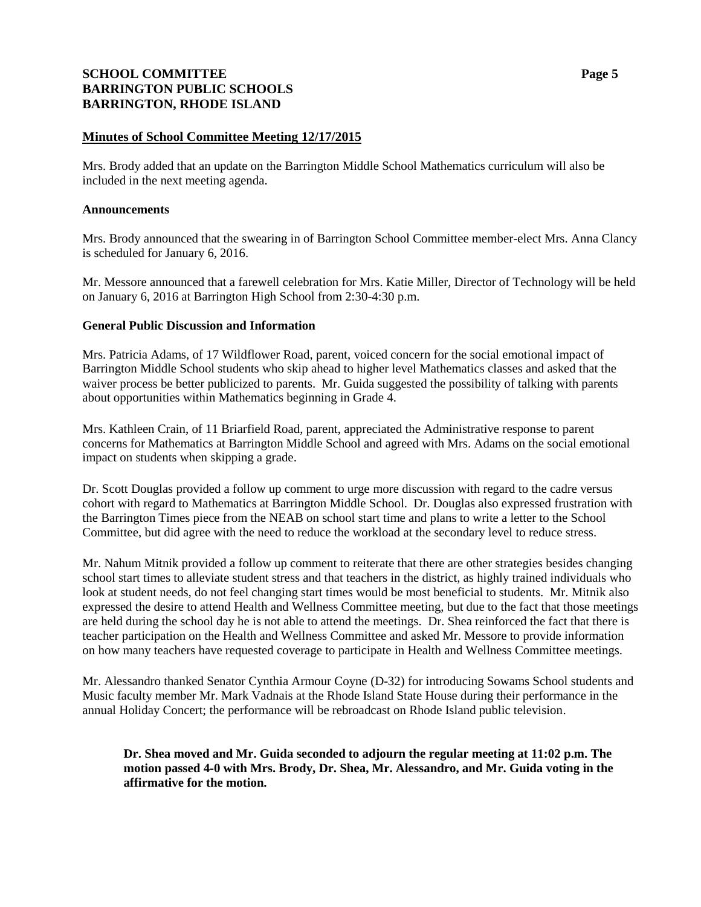**Minutes of School Committee Meeting 12/17/2015**

Mrs. Brody added that an update on the Barrington Middle School Mathematics curriculum will also be included in the next meeting agenda.

**Announcements**

Mrs. Brody announced that the swearing in of Barrington School Committee member-elect Mrs. Anna Clancy is scheduled for January 6, 2016.

Mr. Messore announced that a farewell celebration for Mrs. Katie Miller, Director of Technology will be held on January 6, 2016 at Barrington High School from 2:30-4:30 p.m.

**General Public Discussion and Information**

Mrs. Patricia Adams, of 17 Wildflower Road, parent, voiced concern for the social emotional impact of Barrington Middle School students who skip ahead to higher level Mathematics classes and asked that the waiver process be better publicized to parents. Mr. Guida suggested the possibility of talking with parents about opportunities within Mathematics beginning in Grade 4.

Mrs. Kathleen Crain, of 11 Briarfield Road, parent, appreciated the Administrative response to parent concerns for Mathematics at Barrington Middle School and agreed with Mrs. Adams on the social emotional impact on students when skipping a grade.

Dr. Scott Douglas provided a follow up comment to urge more discussion with regard to the cadre versus cohort with regard to Mathematics at Barrington Middle School. Dr. Douglas also expressed frustration with the Barrington Times piece from the NEAB on school start time and plans to write a letter to the School Committee, but did agree with the need to reduce the workload at the secondary level to reduce stress.

Mr. Nahum Mitnik provided a follow up comment to reiterate that there are other strategies besides changing school start times to alleviate student stress and that teachers in the district, as highly trained individuals who look at student needs, do not feel changing start times would be most beneficial to students. Mr. Mitnik also expressed the desire to attend Health and Wellness Committee meeting, but due to the fact that those meetings are held during the school day he is not able to attend the meetings. Dr. Shea reinforced the fact that there is teacher participation on the Health and Wellness Committee and asked Mr. Messore to provide information on how many teachers have requested coverage to participate in Health and Wellness Committee meetings.

Mr. Alessandro thanked Senator Cynthia Armour Coyne (D-32) for introducing Sowams School students and Music faculty member Mr. Mark Vadnais at the Rhode Island State House during their performance in the annual Holiday Concert; the performance will be rebroadcast on Rhode Island public television.

**Dr. Shea moved and Mr. Guida seconded to adjourn the regular meeting at 11:02 p.m. The motion passed 4-0 with Mrs. Brody, Dr. Shea, Mr. Alessandro, and Mr. Guida voting in the affirmative for the motion.**